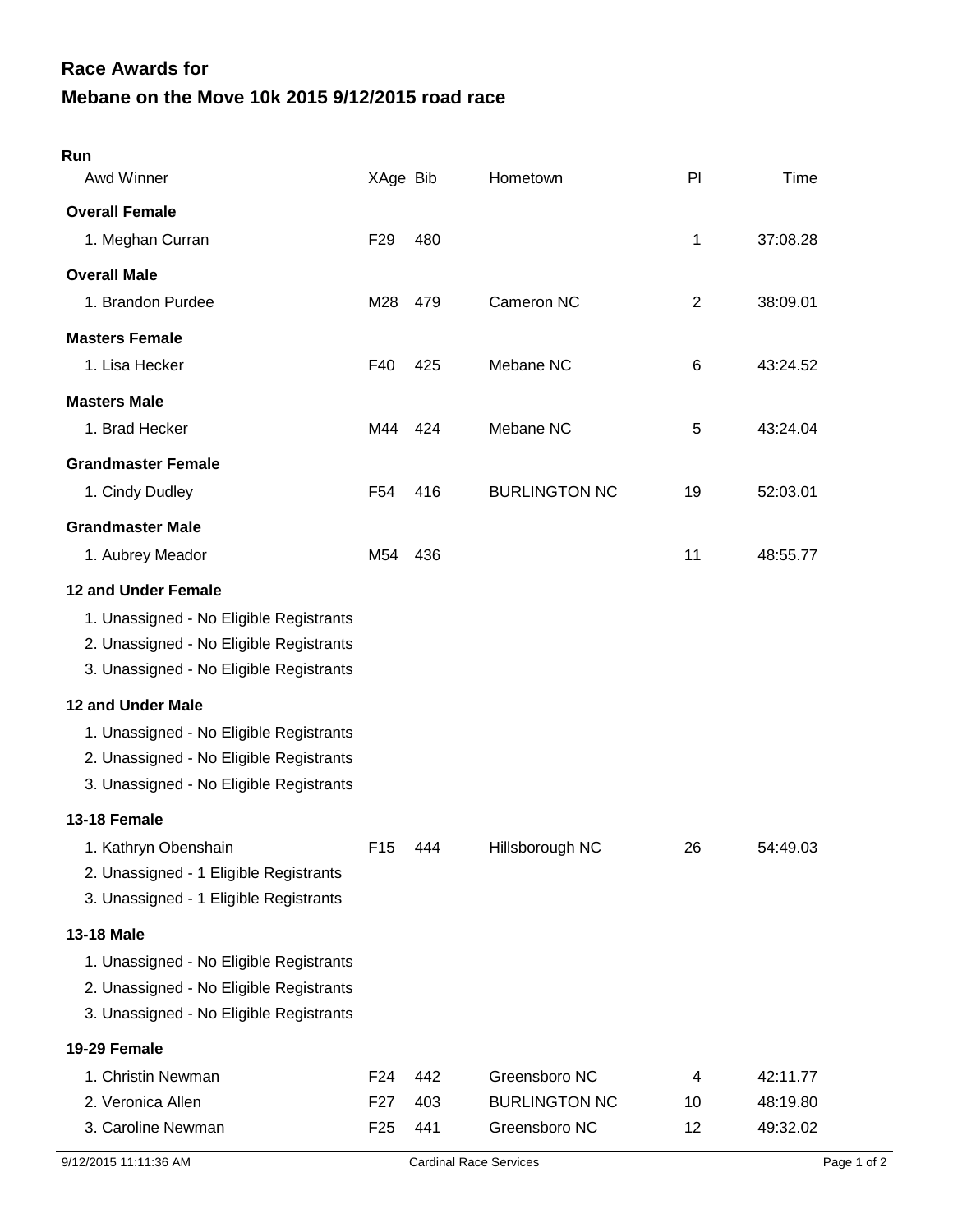# Race Awards for

# Mebane on the Move 10k 2015 9/12/2015 road race

**Run**

| Awd Winner | XAge | Bib | Hometown | Pl | Time |
|---|---|---|---|---|---|
| **Overall Female** | | | | | |
| 1. Meghan Curran | F29 | 480 | | 1 | 37:08.28 |
| **Overall Male** | | | | | |
| 1. Brandon Purdee | M28 | 479 | Cameron NC | 2 | 38:09.01 |
| **Masters Female** | | | | | |
| 1. Lisa Hecker | F40 | 425 | Mebane NC | 6 | 43:24.52 |
| **Masters Male** | | | | | |
| 1. Brad Hecker | M44 | 424 | Mebane NC | 5 | 43:24.04 |
| **Grandmaster Female** | | | | | |
| 1. Cindy Dudley | F54 | 416 | BURLINGTON NC | 19 | 52:03.01 |
| **Grandmaster Male** | | | | | |
| 1. Aubrey Meador | M54 | 436 | | 11 | 48:55.77 |
| **12 and Under Female** | | | | | |
| 1. Unassigned - No Eligible Registrants | | | | | |
| 2. Unassigned - No Eligible Registrants | | | | | |
| 3. Unassigned - No Eligible Registrants | | | | | |
| **12 and Under Male** | | | | | |
| 1. Unassigned - No Eligible Registrants | | | | | |
| 2. Unassigned - No Eligible Registrants | | | | | |
| 3. Unassigned - No Eligible Registrants | | | | | |
| **13-18 Female** | | | | | |
| 1. Kathryn Obenshain | F15 | 444 | Hillsborough NC | 26 | 54:49.03 |
| 2. Unassigned - 1 Eligible Registrants | | | | | |
| 3. Unassigned - 1 Eligible Registrants | | | | | |
| **13-18 Male** | | | | | |
| 1. Unassigned - No Eligible Registrants | | | | | |
| 2. Unassigned - No Eligible Registrants | | | | | |
| 3. Unassigned - No Eligible Registrants | | | | | |
| **19-29 Female** | | | | | |
| 1. Christin Newman | F24 | 442 | Greensboro NC | 4 | 42:11.77 |
| 2. Veronica Allen | F27 | 403 | BURLINGTON NC | 10 | 48:19.80 |
| 3. Caroline Newman | F25 | 441 | Greensboro NC | 12 | 49:32.02 |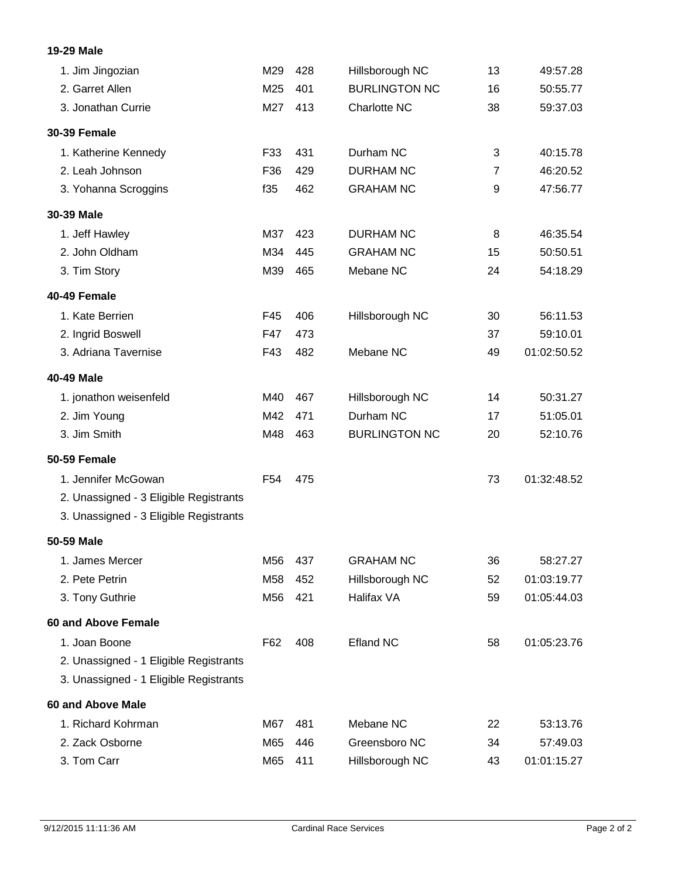**19-29 Male**

| | | | | | |
|---|---|---|---|---|---|
| 1. Jim Jingozian | M29 | 428 | Hillsborough NC | 13 | 49:57.28 |
| 2. Garret Allen | M25 | 401 | BURLINGTON NC | 16 | 50:55.77 |
| 3. Jonathan Currie | M27 | 413 | Charlotte NC | 38 | 59:37.03 |

**30-39 Female**

| | | | | | |
|---|---|---|---|---|---|
| 1. Katherine Kennedy | F33 | 431 | Durham NC | 3 | 40:15.78 |
| 2. Leah Johnson | F36 | 429 | DURHAM NC | 7 | 46:20.52 |
| 3. Yohanna Scroggins | f35 | 462 | GRAHAM NC | 9 | 47:56.77 |

**30-39 Male**

| | | | | | |
|---|---|---|---|---|---|
| 1. Jeff Hawley | M37 | 423 | DURHAM NC | 8 | 46:35.54 |
| 2. John Oldham | M34 | 445 | GRAHAM NC | 15 | 50:50.51 |
| 3. Tim Story | M39 | 465 | Mebane NC | 24 | 54:18.29 |

**40-49 Female**

| | | | | | |
|---|---|---|---|---|---|
| 1. Kate Berrien | F45 | 406 | Hillsborough NC | 30 | 56:11.53 |
| 2. Ingrid Boswell | F47 | 473 | | 37 | 59:10.01 |
| 3. Adriana Tavernise | F43 | 482 | Mebane NC | 49 | 01:02:50.52 |

**40-49 Male**

| | | | | | |
|---|---|---|---|---|---|
| 1. jonathon weisenfeld | M40 | 467 | Hillsborough NC | 14 | 50:31.27 |
| 2. Jim Young | M42 | 471 | Durham NC | 17 | 51:05.01 |
| 3. Jim Smith | M48 | 463 | BURLINGTON NC | 20 | 52:10.76 |

**50-59 Female**

| | | | | | |
|---|---|---|---|---|---|
| 1. Jennifer McGowan | F54 | 475 | | 73 | 01:32:48.52 |
| 2. Unassigned - 3 Eligible Registrants | | | | | |
| 3. Unassigned - 3 Eligible Registrants | | | | | |

**50-59 Male**

| | | | | | |
|---|---|---|---|---|---|
| 1. James Mercer | M56 | 437 | GRAHAM NC | 36 | 58:27.27 |
| 2. Pete Petrin | M58 | 452 | Hillsborough NC | 52 | 01:03:19.77 |
| 3. Tony Guthrie | M56 | 421 | Halifax VA | 59 | 01:05:44.03 |

**60 and Above Female**

| | | | | | |
|---|---|---|---|---|---|
| 1. Joan Boone | F62 | 408 | Efland NC | 58 | 01:05:23.76 |
| 2. Unassigned - 1 Eligible Registrants | | | | | |
| 3. Unassigned - 1 Eligible Registrants | | | | | |

**60 and Above Male**

| | | | | | |
|---|---|---|---|---|---|
| 1. Richard Kohrman | M67 | 481 | Mebane NC | 22 | 53:13.76 |
| 2. Zack Osborne | M65 | 446 | Greensboro NC | 34 | 57:49.03 |
| 3. Tom Carr | M65 | 411 | Hillsborough NC | 43 | 01:01:15.27 |

9/12/2015 11:11:36 AM Cardinal Race Services